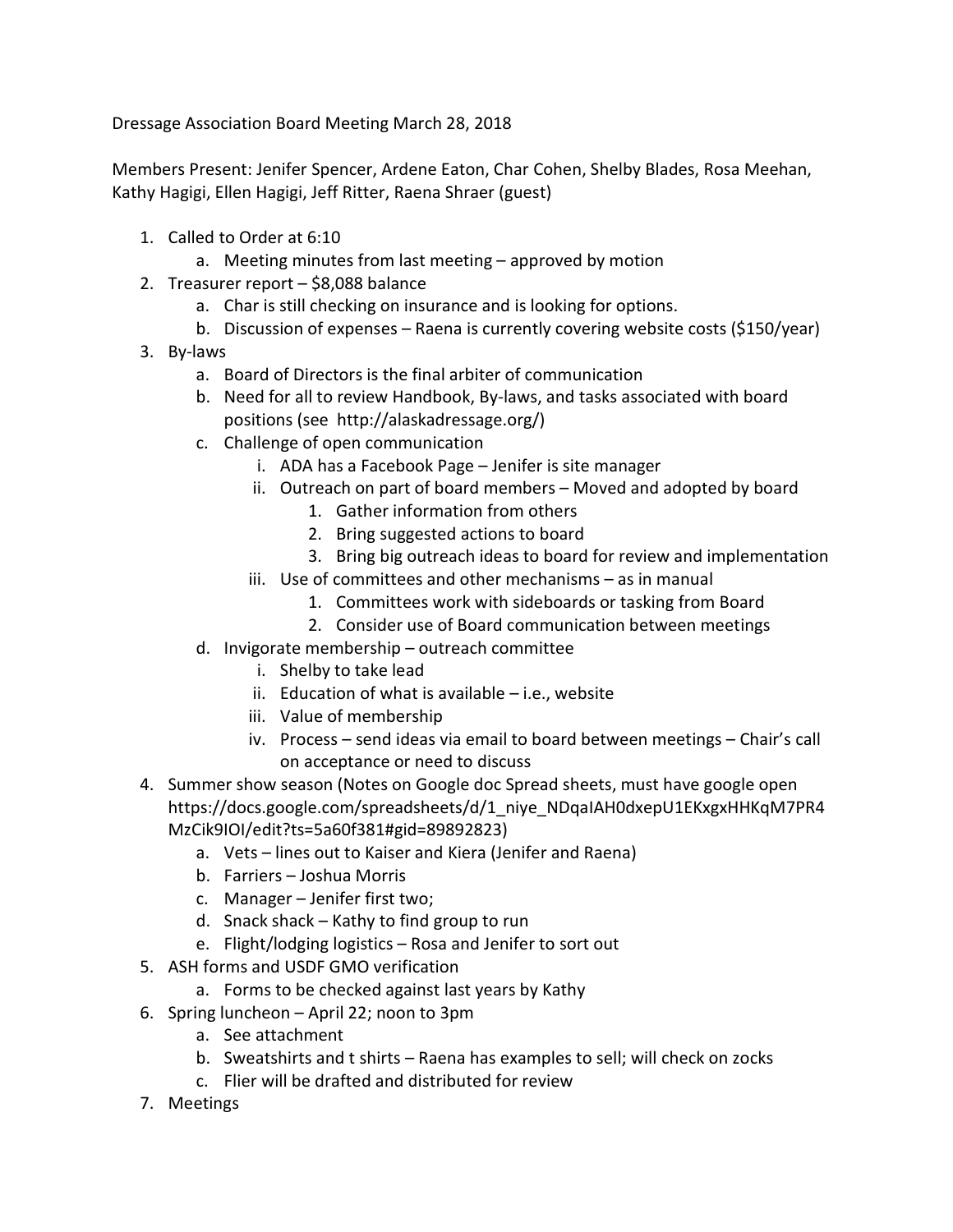Dressage Association Board Meeting March 28, 2018

Members Present: Jenifer Spencer, Ardene Eaton, Char Cohen, Shelby Blades, Rosa Meehan, Kathy Hagigi, Ellen Hagigi, Jeff Ritter, Raena Shraer (guest)

1. Called to Order at 6:10
   a. Meeting minutes from last meeting – approved by motion
2. Treasurer report – $8,088 balance
   a. Char is still checking on insurance and is looking for options.
   b. Discussion of expenses – Raena is currently covering website costs ($150/year)
3. By-laws
   a. Board of Directors is the final arbiter of communication
   b. Need for all to review Handbook, By-laws, and tasks associated with board positions (see http://alaskadressage.org/)
   c. Challenge of open communication
      i. ADA has a Facebook Page – Jenifer is site manager
      ii. Outreach on part of board members – Moved and adopted by board
         1. Gather information from others
         2. Bring suggested actions to board
         3. Bring big outreach ideas to board for review and implementation
      iii. Use of committees and other mechanisms – as in manual
         1. Committees work with sideboards or tasking from Board
         2. Consider use of Board communication between meetings
   d. Invigorate membership – outreach committee
      i. Shelby to take lead
      ii. Education of what is available – i.e., website
      iii. Value of membership
      iv. Process – send ideas via email to board between meetings – Chair's call on acceptance or need to discuss
4. Summer show season (Notes on Google doc Spread sheets, must have google open https://docs.google.com/spreadsheets/d/1_niye_NDqaIAH0dxepU1EKxgxHHKqM7PR4MzCik9IOI/edit?ts=5a60f381#gid=89892823)
   a. Vets – lines out to Kaiser and Kiera (Jenifer and Raena)
   b. Farriers – Joshua Morris
   c. Manager – Jenifer first two;
   d. Snack shack – Kathy to find group to run
   e. Flight/lodging logistics – Rosa and Jenifer to sort out
5. ASH forms and USDF GMO verification
   a. Forms to be checked against last years by Kathy
6. Spring luncheon – April 22; noon to 3pm
   a. See attachment
   b. Sweatshirts and t shirts – Raena has examples to sell; will check on zocks
   c. Flier will be drafted and distributed for review
7. Meetings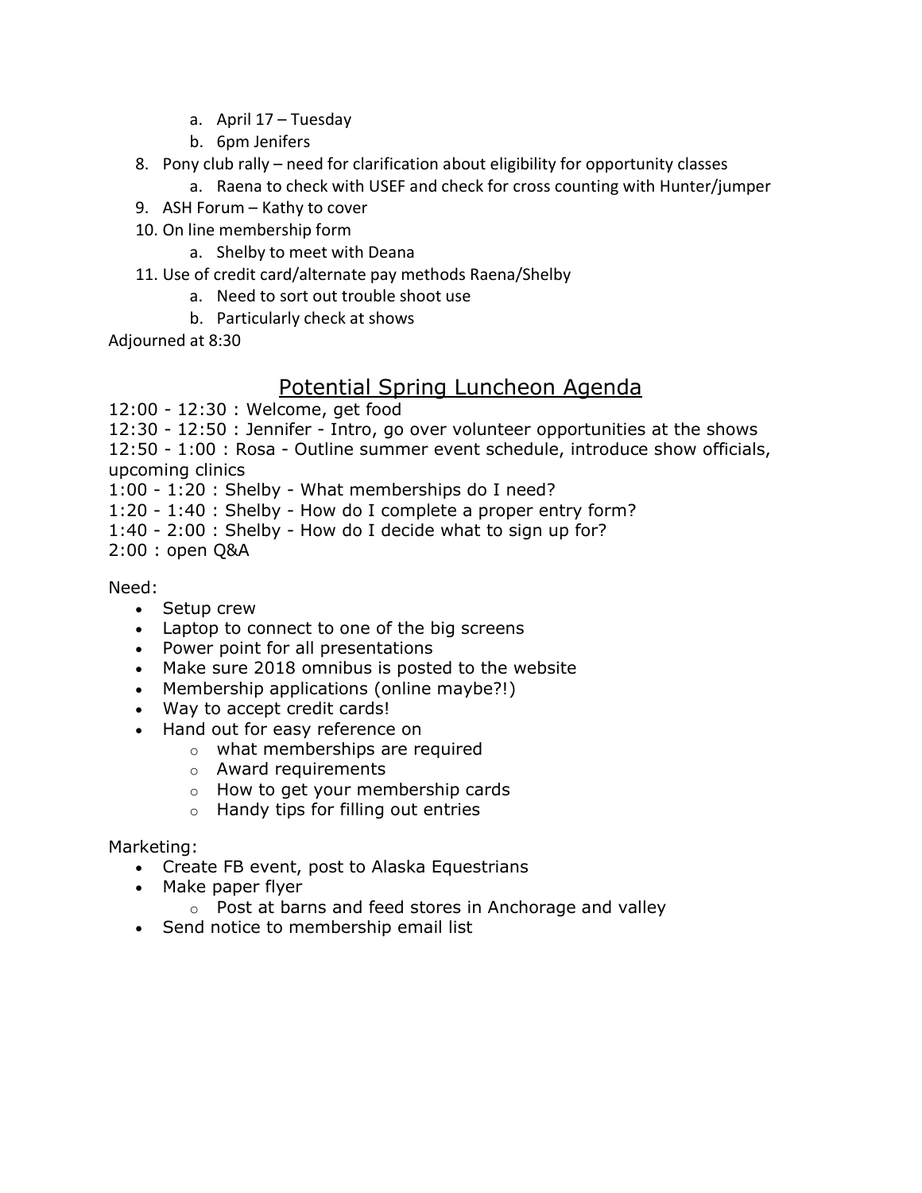- a. April 17 – Tuesday
   - b. 6pm Jenifers

8. Pony club rally – need for clarification about eligibility for opportunity classes
   - a. Raena to check with USEF and check for cross counting with Hunter/jumper
9. ASH Forum – Kathy to cover
10. On line membership form
    - a. Shelby to meet with Deana
11. Use of credit card/alternate pay methods Raena/Shelby
    - a. Need to sort out trouble shoot use
    - b. Particularly check at shows

Adjourned at 8:30

## Potential Spring Luncheon Agenda

12:00 - 12:30 : Welcome, get food
12:30 - 12:50 : Jennifer - Intro, go over volunteer opportunities at the shows
12:50 - 1:00 : Rosa - Outline summer event schedule, introduce show officials, upcoming clinics
1:00 - 1:20 : Shelby - What memberships do I need?
1:20 - 1:40 : Shelby - How do I complete a proper entry form?
1:40 - 2:00 : Shelby - How do I decide what to sign up for?
2:00 : open Q&A

Need:

- Setup crew
- Laptop to connect to one of the big screens
- Power point for all presentations
- Make sure 2018 omnibus is posted to the website
- Membership applications (online maybe?!)
- Way to accept credit cards!
- Hand out for easy reference on
  - what memberships are required
  - Award requirements
  - How to get your membership cards
  - Handy tips for filling out entries

Marketing:

- Create FB event, post to Alaska Equestrians
- Make paper flyer
  - Post at barns and feed stores in Anchorage and valley
- Send notice to membership email list